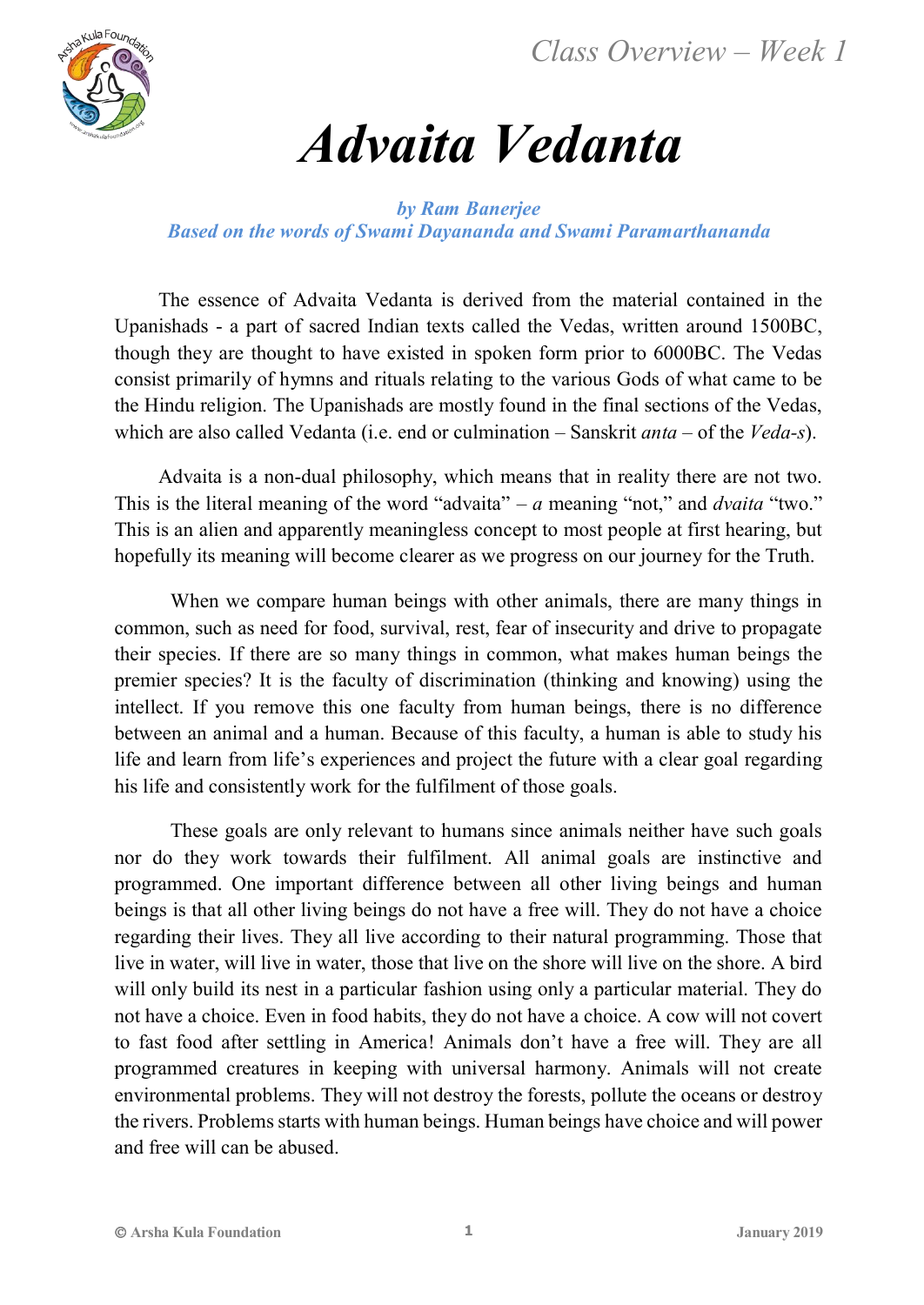Class Overview – Week 1

# *Advaita Vedanta*

***by Ram Banerjee***
***Based on the words of Swami Dayananda and Swami Paramarthananda***

The essence of Advaita Vedanta is derived from the material contained in the Upanishads - a part of sacred Indian texts called the Vedas, written around 1500BC, though they are thought to have existed in spoken form prior to 6000BC. The Vedas consist primarily of hymns and rituals relating to the various Gods of what came to be the Hindu religion. The Upanishads are mostly found in the final sections of the Vedas, which are also called Vedanta (i.e. end or culmination – Sanskrit *anta* – of the *Veda-s*).

Advaita is a non-dual philosophy, which means that in reality there are not two. This is the literal meaning of the word "advaita" – *a* meaning "not," and *dvaita* "two." This is an alien and apparently meaningless concept to most people at first hearing, but hopefully its meaning will become clearer as we progress on our journey for the Truth.

When we compare human beings with other animals, there are many things in common, such as need for food, survival, rest, fear of insecurity and drive to propagate their species. If there are so many things in common, what makes human beings the premier species? It is the faculty of discrimination (thinking and knowing) using the intellect. If you remove this one faculty from human beings, there is no difference between an animal and a human. Because of this faculty, a human is able to study his life and learn from life's experiences and project the future with a clear goal regarding his life and consistently work for the fulfilment of those goals.

These goals are only relevant to humans since animals neither have such goals nor do they work towards their fulfilment. All animal goals are instinctive and programmed. One important difference between all other living beings and human beings is that all other living beings do not have a free will. They do not have a choice regarding their lives. They all live according to their natural programming. Those that live in water, will live in water, those that live on the shore will live on the shore. A bird will only build its nest in a particular fashion using only a particular material. They do not have a choice. Even in food habits, they do not have a choice. A cow will not covert to fast food after settling in America! Animals don't have a free will. They are all programmed creatures in keeping with universal harmony. Animals will not create environmental problems. They will not destroy the forests, pollute the oceans or destroy the rivers. Problems starts with human beings. Human beings have choice and will power and free will can be abused.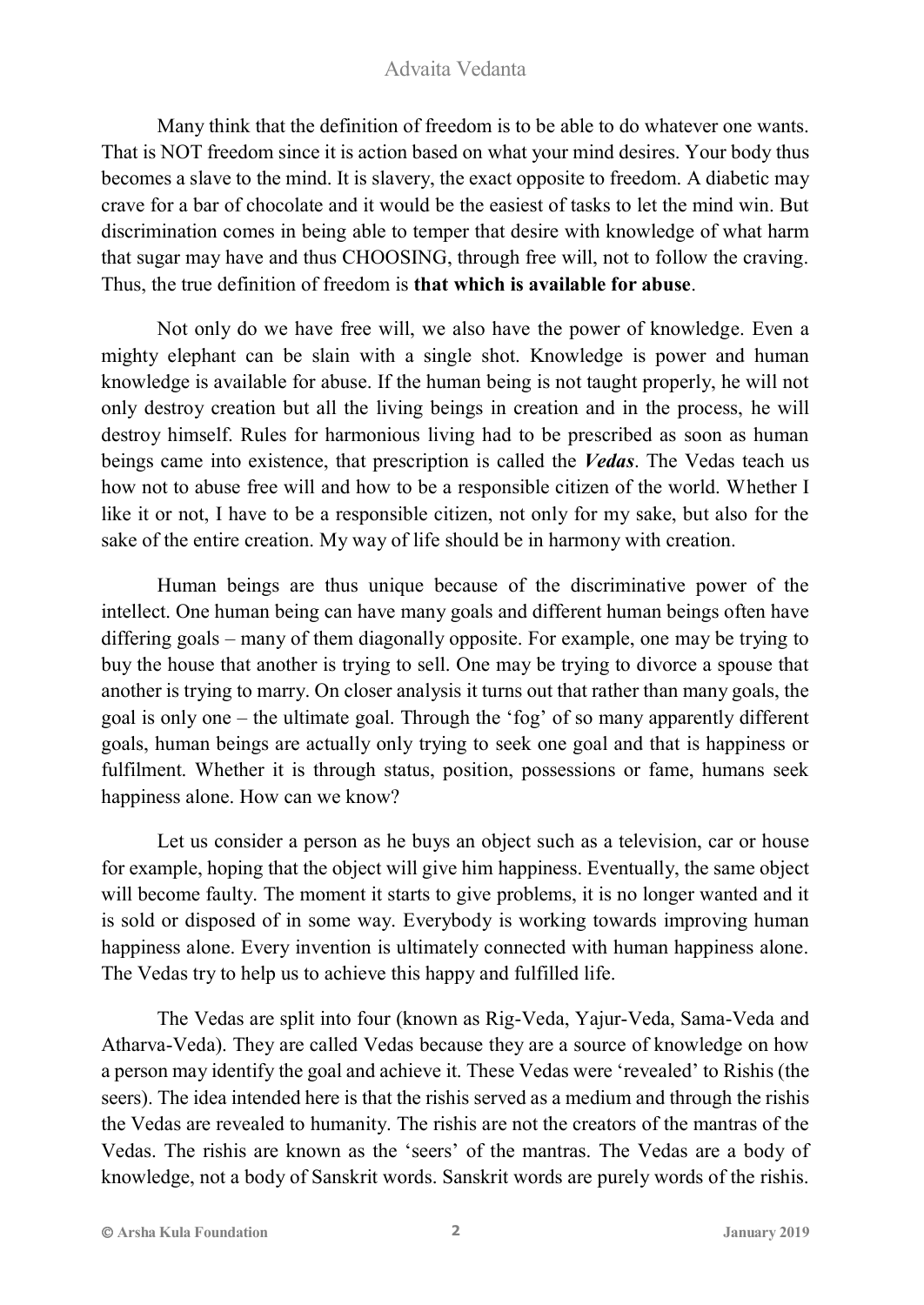Many think that the definition of freedom is to be able to do whatever one wants. That is NOT freedom since it is action based on what your mind desires. Your body thus becomes a slave to the mind. It is slavery, the exact opposite to freedom. A diabetic may crave for a bar of chocolate and it would be the easiest of tasks to let the mind win. But discrimination comes in being able to temper that desire with knowledge of what harm that sugar may have and thus CHOOSING, through free will, not to follow the craving. Thus, the true definition of freedom is **that which is available for abuse**.

Not only do we have free will, we also have the power of knowledge. Even a mighty elephant can be slain with a single shot. Knowledge is power and human knowledge is available for abuse. If the human being is not taught properly, he will not only destroy creation but all the living beings in creation and in the process, he will destroy himself. Rules for harmonious living had to be prescribed as soon as human beings came into existence, that prescription is called the ***Vedas***. The Vedas teach us how not to abuse free will and how to be a responsible citizen of the world. Whether I like it or not, I have to be a responsible citizen, not only for my sake, but also for the sake of the entire creation. My way of life should be in harmony with creation.

Human beings are thus unique because of the discriminative power of the intellect. One human being can have many goals and different human beings often have differing goals – many of them diagonally opposite. For example, one may be trying to buy the house that another is trying to sell. One may be trying to divorce a spouse that another is trying to marry. On closer analysis it turns out that rather than many goals, the goal is only one – the ultimate goal. Through the 'fog' of so many apparently different goals, human beings are actually only trying to seek one goal and that is happiness or fulfilment. Whether it is through status, position, possessions or fame, humans seek happiness alone. How can we know?

Let us consider a person as he buys an object such as a television, car or house for example, hoping that the object will give him happiness. Eventually, the same object will become faulty. The moment it starts to give problems, it is no longer wanted and it is sold or disposed of in some way. Everybody is working towards improving human happiness alone. Every invention is ultimately connected with human happiness alone. The Vedas try to help us to achieve this happy and fulfilled life.

The Vedas are split into four (known as Rig-Veda, Yajur-Veda, Sama-Veda and Atharva-Veda). They are called Vedas because they are a source of knowledge on how a person may identify the goal and achieve it. These Vedas were 'revealed' to Rishis (the seers). The idea intended here is that the rishis served as a medium and through the rishis the Vedas are revealed to humanity. The rishis are not the creators of the mantras of the Vedas. The rishis are known as the 'seers' of the mantras. The Vedas are a body of knowledge, not a body of Sanskrit words. Sanskrit words are purely words of the rishis.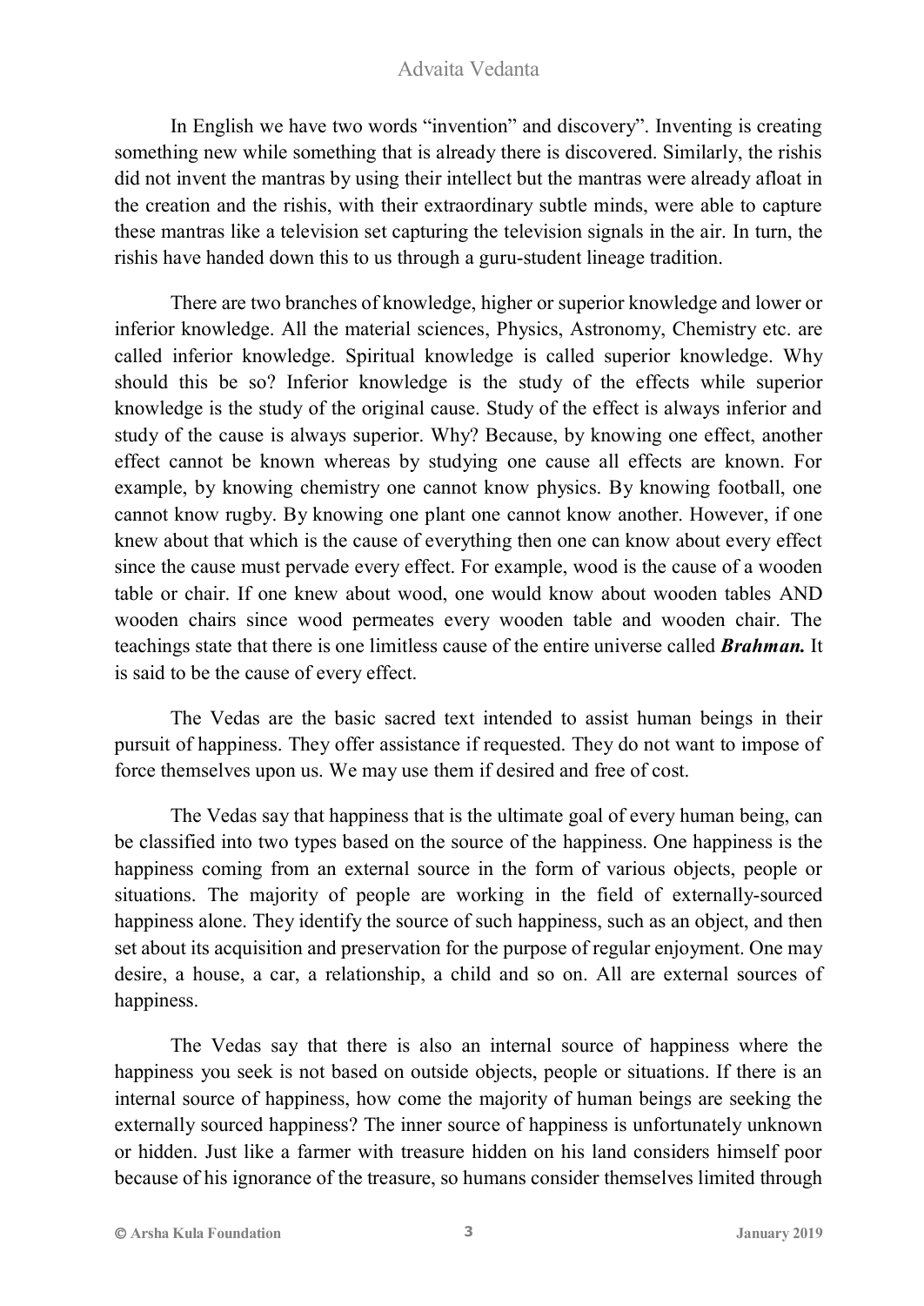In English we have two words "invention" and discovery". Inventing is creating something new while something that is already there is discovered. Similarly, the rishis did not invent the mantras by using their intellect but the mantras were already afloat in the creation and the rishis, with their extraordinary subtle minds, were able to capture these mantras like a television set capturing the television signals in the air. In turn, the rishis have handed down this to us through a guru-student lineage tradition.

There are two branches of knowledge, higher or superior knowledge and lower or inferior knowledge. All the material sciences, Physics, Astronomy, Chemistry etc. are called inferior knowledge. Spiritual knowledge is called superior knowledge. Why should this be so? Inferior knowledge is the study of the effects while superior knowledge is the study of the original cause. Study of the effect is always inferior and study of the cause is always superior. Why? Because, by knowing one effect, another effect cannot be known whereas by studying one cause all effects are known. For example, by knowing chemistry one cannot know physics. By knowing football, one cannot know rugby. By knowing one plant one cannot know another. However, if one knew about that which is the cause of everything then one can know about every effect since the cause must pervade every effect. For example, wood is the cause of a wooden table or chair. If one knew about wood, one would know about wooden tables AND wooden chairs since wood permeates every wooden table and wooden chair. The teachings state that there is one limitless cause of the entire universe called ***Brahman.*** It is said to be the cause of every effect.

The Vedas are the basic sacred text intended to assist human beings in their pursuit of happiness. They offer assistance if requested. They do not want to impose of force themselves upon us. We may use them if desired and free of cost.

The Vedas say that happiness that is the ultimate goal of every human being, can be classified into two types based on the source of the happiness. One happiness is the happiness coming from an external source in the form of various objects, people or situations. The majority of people are working in the field of externally-sourced happiness alone. They identify the source of such happiness, such as an object, and then set about its acquisition and preservation for the purpose of regular enjoyment. One may desire, a house, a car, a relationship, a child and so on. All are external sources of happiness.

The Vedas say that there is also an internal source of happiness where the happiness you seek is not based on outside objects, people or situations. If there is an internal source of happiness, how come the majority of human beings are seeking the externally sourced happiness? The inner source of happiness is unfortunately unknown or hidden. Just like a farmer with treasure hidden on his land considers himself poor because of his ignorance of the treasure, so humans consider themselves limited through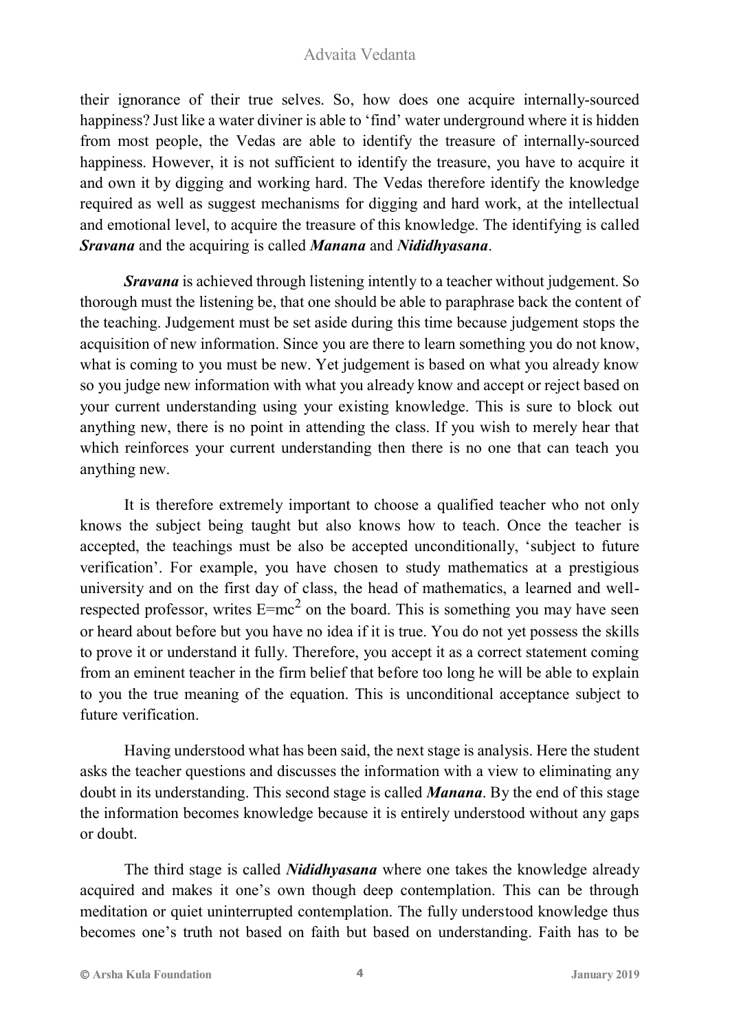their ignorance of their true selves. So, how does one acquire internally-sourced happiness? Just like a water diviner is able to 'find' water underground where it is hidden from most people, the Vedas are able to identify the treasure of internally-sourced happiness. However, it is not sufficient to identify the treasure, you have to acquire it and own it by digging and working hard. The Vedas therefore identify the knowledge required as well as suggest mechanisms for digging and hard work, at the intellectual and emotional level, to acquire the treasure of this knowledge. The identifying is called ***Sravana*** and the acquiring is called ***Manana*** and ***Nididhyasana***.

***Sravana*** is achieved through listening intently to a teacher without judgement. So thorough must the listening be, that one should be able to paraphrase back the content of the teaching. Judgement must be set aside during this time because judgement stops the acquisition of new information. Since you are there to learn something you do not know, what is coming to you must be new. Yet judgement is based on what you already know so you judge new information with what you already know and accept or reject based on your current understanding using your existing knowledge. This is sure to block out anything new, there is no point in attending the class. If you wish to merely hear that which reinforces your current understanding then there is no one that can teach you anything new.

It is therefore extremely important to choose a qualified teacher who not only knows the subject being taught but also knows how to teach. Once the teacher is accepted, the teachings must be also be accepted unconditionally, 'subject to future verification'. For example, you have chosen to study mathematics at a prestigious university and on the first day of class, the head of mathematics, a learned and well-respected professor, writes $E=mc^2$ on the board. This is something you may have seen or heard about before but you have no idea if it is true. You do not yet possess the skills to prove it or understand it fully. Therefore, you accept it as a correct statement coming from an eminent teacher in the firm belief that before too long he will be able to explain to you the true meaning of the equation. This is unconditional acceptance subject to future verification.

Having understood what has been said, the next stage is analysis. Here the student asks the teacher questions and discusses the information with a view to eliminating any doubt in its understanding. This second stage is called ***Manana***. By the end of this stage the information becomes knowledge because it is entirely understood without any gaps or doubt.

The third stage is called ***Nididhyasana*** where one takes the knowledge already acquired and makes it one's own though deep contemplation. This can be through meditation or quiet uninterrupted contemplation. The fully understood knowledge thus becomes one's truth not based on faith but based on understanding. Faith has to be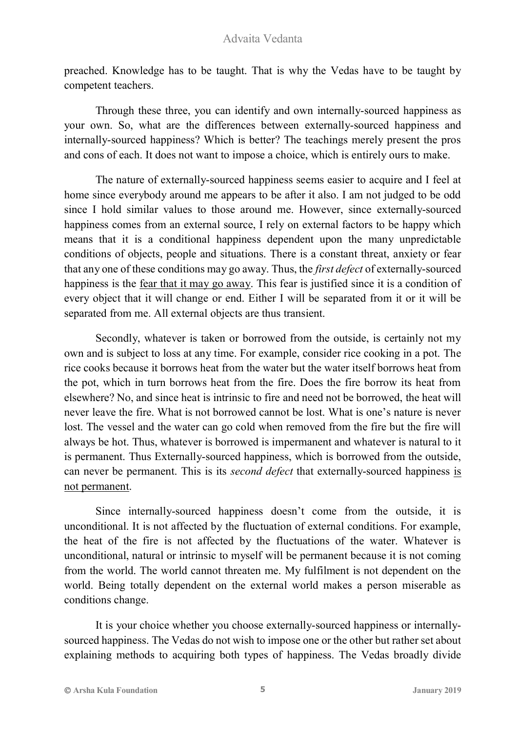preached. Knowledge has to be taught. That is why the Vedas have to be taught by competent teachers.

Through these three, you can identify and own internally-sourced happiness as your own. So, what are the differences between externally-sourced happiness and internally-sourced happiness? Which is better? The teachings merely present the pros and cons of each. It does not want to impose a choice, which is entirely ours to make.

The nature of externally-sourced happiness seems easier to acquire and I feel at home since everybody around me appears to be after it also. I am not judged to be odd since I hold similar values to those around me. However, since externally-sourced happiness comes from an external source, I rely on external factors to be happy which means that it is a conditional happiness dependent upon the many unpredictable conditions of objects, people and situations. There is a constant threat, anxiety or fear that any one of these conditions may go away. Thus, the *first defect* of externally-sourced happiness is the <u>fear that it may go away</u>. This fear is justified since it is a condition of every object that it will change or end. Either I will be separated from it or it will be separated from me. All external objects are thus transient.

Secondly, whatever is taken or borrowed from the outside, is certainly not my own and is subject to loss at any time. For example, consider rice cooking in a pot. The rice cooks because it borrows heat from the water but the water itself borrows heat from the pot, which in turn borrows heat from the fire. Does the fire borrow its heat from elsewhere? No, and since heat is intrinsic to fire and need not be borrowed, the heat will never leave the fire. What is not borrowed cannot be lost. What is one's nature is never lost. The vessel and the water can go cold when removed from the fire but the fire will always be hot. Thus, whatever is borrowed is impermanent and whatever is natural to it is permanent. Thus Externally-sourced happiness, which is borrowed from the outside, can never be permanent. This is its *second defect* that externally-sourced happiness <u>is not permanent</u>.

Since internally-sourced happiness doesn't come from the outside, it is unconditional. It is not affected by the fluctuation of external conditions. For example, the heat of the fire is not affected by the fluctuations of the water. Whatever is unconditional, natural or intrinsic to myself will be permanent because it is not coming from the world. The world cannot threaten me. My fulfilment is not dependent on the world. Being totally dependent on the external world makes a person miserable as conditions change.

It is your choice whether you choose externally-sourced happiness or internally-sourced happiness. The Vedas do not wish to impose one or the other but rather set about explaining methods to acquiring both types of happiness. The Vedas broadly divide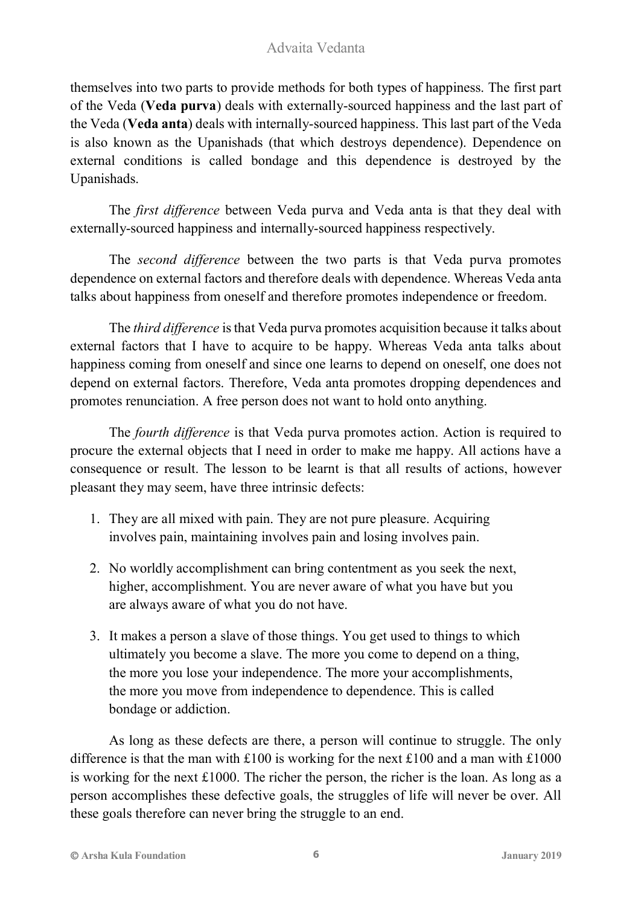themselves into two parts to provide methods for both types of happiness. The first part of the Veda (**Veda purva**) deals with externally-sourced happiness and the last part of the Veda (**Veda anta**) deals with internally-sourced happiness. This last part of the Veda is also known as the Upanishads (that which destroys dependence). Dependence on external conditions is called bondage and this dependence is destroyed by the Upanishads.

The *first difference* between Veda purva and Veda anta is that they deal with externally-sourced happiness and internally-sourced happiness respectively.

The *second difference* between the two parts is that Veda purva promotes dependence on external factors and therefore deals with dependence. Whereas Veda anta talks about happiness from oneself and therefore promotes independence or freedom.

The *third difference* is that Veda purva promotes acquisition because it talks about external factors that I have to acquire to be happy. Whereas Veda anta talks about happiness coming from oneself and since one learns to depend on oneself, one does not depend on external factors. Therefore, Veda anta promotes dropping dependences and promotes renunciation. A free person does not want to hold onto anything.

The *fourth difference* is that Veda purva promotes action. Action is required to procure the external objects that I need in order to make me happy. All actions have a consequence or result. The lesson to be learnt is that all results of actions, however pleasant they may seem, have three intrinsic defects:

1. They are all mixed with pain. They are not pure pleasure. Acquiring involves pain, maintaining involves pain and losing involves pain.

2. No worldly accomplishment can bring contentment as you seek the next, higher, accomplishment. You are never aware of what you have but you are always aware of what you do not have.

3. It makes a person a slave of those things. You get used to things to which ultimately you become a slave. The more you come to depend on a thing, the more you lose your independence. The more your accomplishments, the more you move from independence to dependence. This is called bondage or addiction.

As long as these defects are there, a person will continue to struggle. The only difference is that the man with £100 is working for the next £100 and a man with £1000 is working for the next £1000. The richer the person, the richer is the loan. As long as a person accomplishes these defective goals, the struggles of life will never be over. All these goals therefore can never bring the struggle to an end.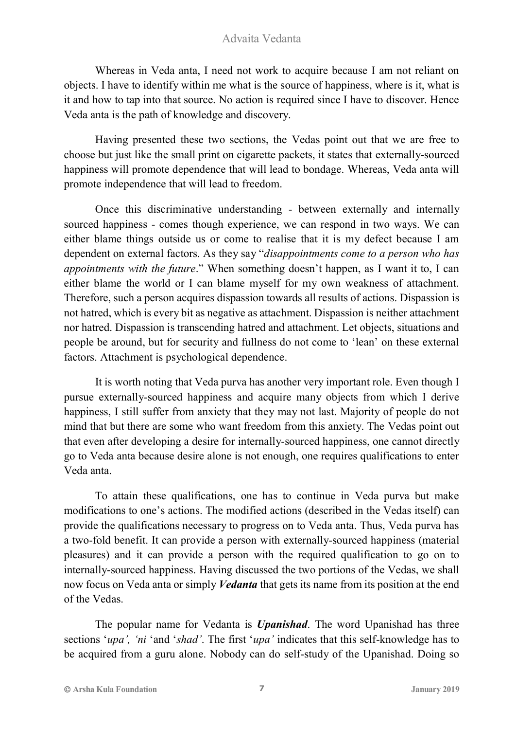Whereas in Veda anta, I need not work to acquire because I am not reliant on objects. I have to identify within me what is the source of happiness, where is it, what is it and how to tap into that source. No action is required since I have to discover. Hence Veda anta is the path of knowledge and discovery.

Having presented these two sections, the Vedas point out that we are free to choose but just like the small print on cigarette packets, it states that externally-sourced happiness will promote dependence that will lead to bondage. Whereas, Veda anta will promote independence that will lead to freedom.

Once this discriminative understanding - between externally and internally sourced happiness - comes though experience, we can respond in two ways. We can either blame things outside us or come to realise that it is my defect because I am dependent on external factors. As they say "*disappointments come to a person who has appointments with the future*." When something doesn't happen, as I want it to, I can either blame the world or I can blame myself for my own weakness of attachment. Therefore, such a person acquires dispassion towards all results of actions. Dispassion is not hatred, which is every bit as negative as attachment. Dispassion is neither attachment nor hatred. Dispassion is transcending hatred and attachment. Let objects, situations and people be around, but for security and fullness do not come to 'lean' on these external factors. Attachment is psychological dependence.

It is worth noting that Veda purva has another very important role. Even though I pursue externally-sourced happiness and acquire many objects from which I derive happiness, I still suffer from anxiety that they may not last. Majority of people do not mind that but there are some who want freedom from this anxiety. The Vedas point out that even after developing a desire for internally-sourced happiness, one cannot directly go to Veda anta because desire alone is not enough, one requires qualifications to enter Veda anta.

To attain these qualifications, one has to continue in Veda purva but make modifications to one's actions. The modified actions (described in the Vedas itself) can provide the qualifications necessary to progress on to Veda anta. Thus, Veda purva has a two-fold benefit. It can provide a person with externally-sourced happiness (material pleasures) and it can provide a person with the required qualification to go on to internally-sourced happiness. Having discussed the two portions of the Vedas, we shall now focus on Veda anta or simply ***Vedanta*** that gets its name from its position at the end of the Vedas.

The popular name for Vedanta is ***Upanishad***. The word Upanishad has three sections '*upa', 'ni* 'and '*shad'*. The first '*upa'* indicates that this self-knowledge has to be acquired from a guru alone. Nobody can do self-study of the Upanishad. Doing so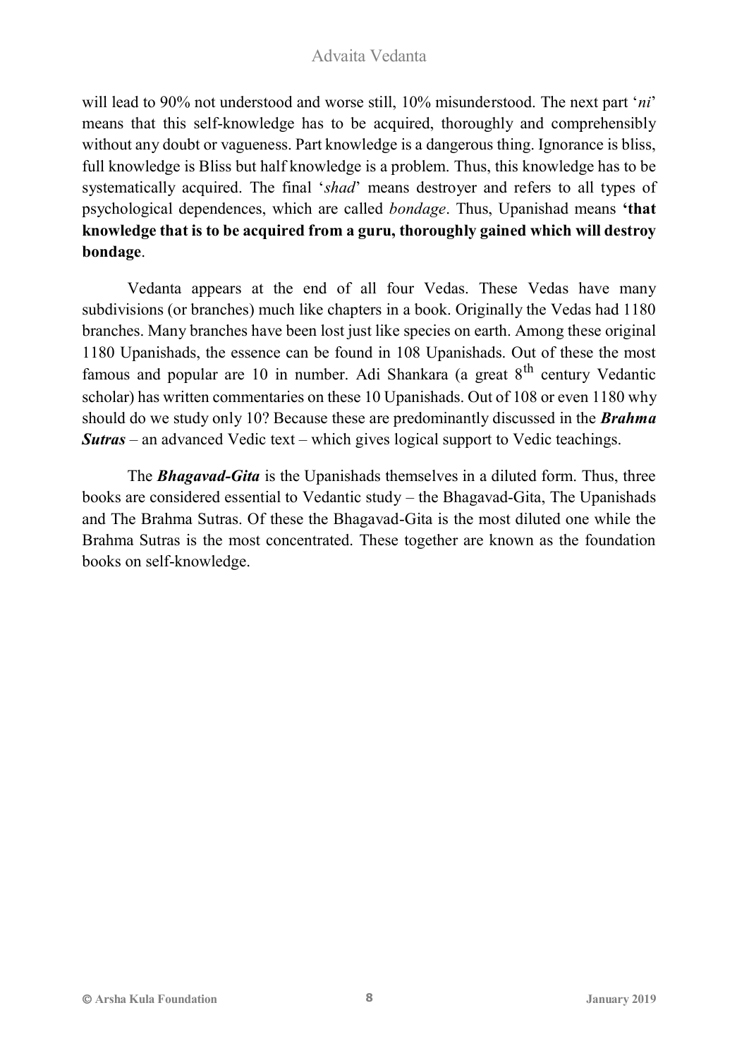will lead to 90% not understood and worse still, 10% misunderstood. The next part '*ni*' means that this self-knowledge has to be acquired, thoroughly and comprehensibly without any doubt or vagueness. Part knowledge is a dangerous thing. Ignorance is bliss, full knowledge is Bliss but half knowledge is a problem. Thus, this knowledge has to be systematically acquired. The final '*shad*' means destroyer and refers to all types of psychological dependences, which are called *bondage*. Thus, Upanishad means **'that knowledge that is to be acquired from a guru, thoroughly gained which will destroy bondage**.

Vedanta appears at the end of all four Vedas. These Vedas have many subdivisions (or branches) much like chapters in a book. Originally the Vedas had 1180 branches. Many branches have been lost just like species on earth. Among these original 1180 Upanishads, the essence can be found in 108 Upanishads. Out of these the most famous and popular are 10 in number. Adi Shankara (a great 8th century Vedantic scholar) has written commentaries on these 10 Upanishads. Out of 108 or even 1180 why should do we study only 10? Because these are predominantly discussed in the ***Brahma Sutras*** – an advanced Vedic text – which gives logical support to Vedic teachings.

The ***Bhagavad-Gita*** is the Upanishads themselves in a diluted form. Thus, three books are considered essential to Vedantic study – the Bhagavad-Gita, The Upanishads and The Brahma Sutras. Of these the Bhagavad-Gita is the most diluted one while the Brahma Sutras is the most concentrated. These together are known as the foundation books on self-knowledge.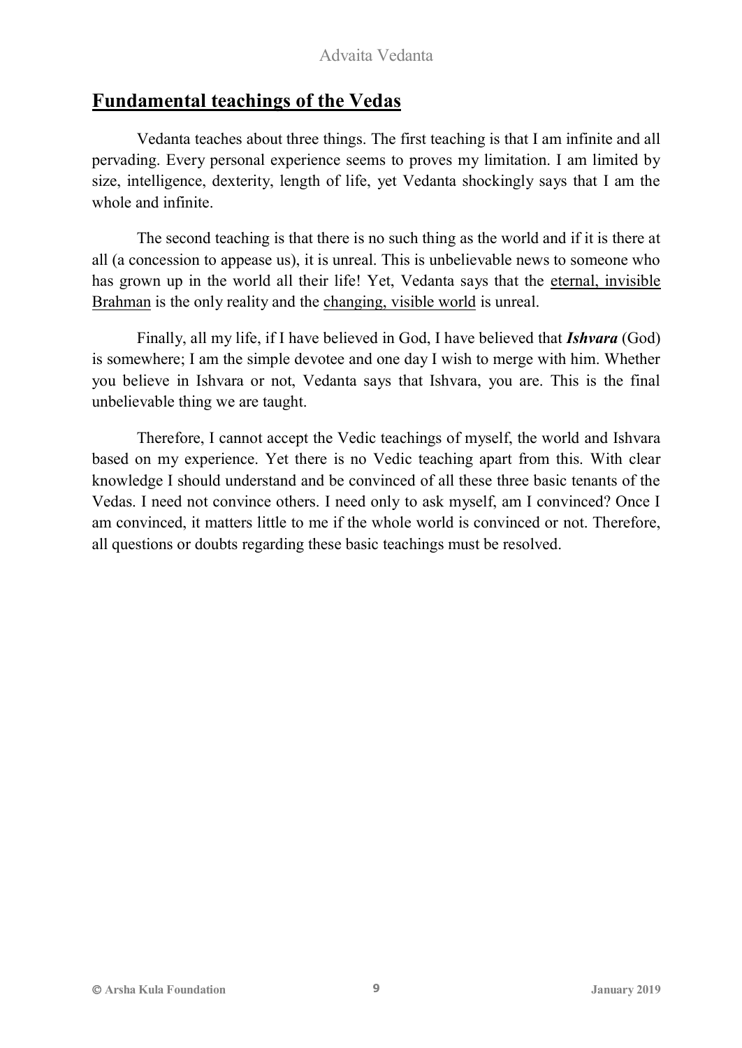## Fundamental teachings of the Vedas

Vedanta teaches about three things. The first teaching is that I am infinite and all pervading. Every personal experience seems to proves my limitation. I am limited by size, intelligence, dexterity, length of life, yet Vedanta shockingly says that I am the whole and infinite.

The second teaching is that there is no such thing as the world and if it is there at all (a concession to appease us), it is unreal. This is unbelievable news to someone who has grown up in the world all their life! Yet, Vedanta says that the eternal, invisible Brahman is the only reality and the changing, visible world is unreal.

Finally, all my life, if I have believed in God, I have believed that ***Ishvara*** (God) is somewhere; I am the simple devotee and one day I wish to merge with him. Whether you believe in Ishvara or not, Vedanta says that Ishvara, you are. This is the final unbelievable thing we are taught.

Therefore, I cannot accept the Vedic teachings of myself, the world and Ishvara based on my experience. Yet there is no Vedic teaching apart from this. With clear knowledge I should understand and be convinced of all these three basic tenants of the Vedas. I need not convince others. I need only to ask myself, am I convinced? Once I am convinced, it matters little to me if the whole world is convinced or not. Therefore, all questions or doubts regarding these basic teachings must be resolved.